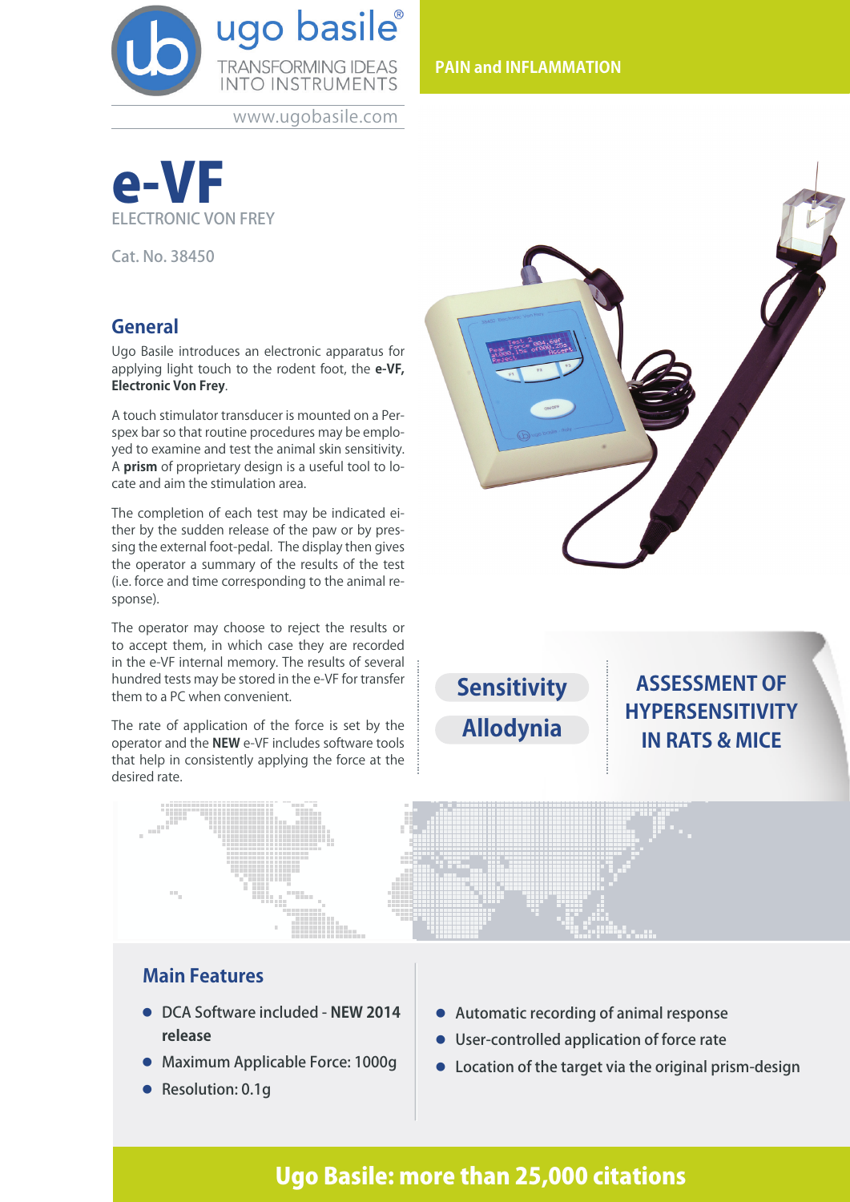ugo basile®
TRANSFORMING IDEAS INTO INSTRUMENTS

www.ugobasile.com

PAIN and INFLAMMATION

# e-VF

ELECTRONIC VON FREY

Cat. No. 38450

## General

Ugo Basile introduces an electronic apparatus for applying light touch to the rodent foot, the **e-VF, Electronic Von Frey**.

A touch stimulator transducer is mounted on a Perspex bar so that routine procedures may be employed to examine and test the animal skin sensitivity. A **prism** of proprietary design is a useful tool to locate and aim the stimulation area.

The completion of each test may be indicated either by the sudden release of the paw or by pressing the external foot-pedal. The display then gives the operator a summary of the results of the test (i.e. force and time corresponding to the animal response).

The operator may choose to reject the results or to accept them, in which case they are recorded in the e-VF internal memory. The results of several hundred tests may be stored in the e-VF for transfer them to a PC when convenient.

The rate of application of the force is set by the operator and the **NEW** e-VF includes software tools that help in consistently applying the force at the desired rate.

**Sensitivity**

**Allodynia**

**ASSESSMENT OF HYPERSENSITIVITY IN RATS & MICE**

## Main Features

- DCA Software included - **NEW 2014 release**
- Maximum Applicable Force: 1000g
- Resolution: 0.1g
- Automatic recording of animal response
- User-controlled application of force rate
- Location of the target via the original prism-design

**Ugo Basile: more than 25,000 citations**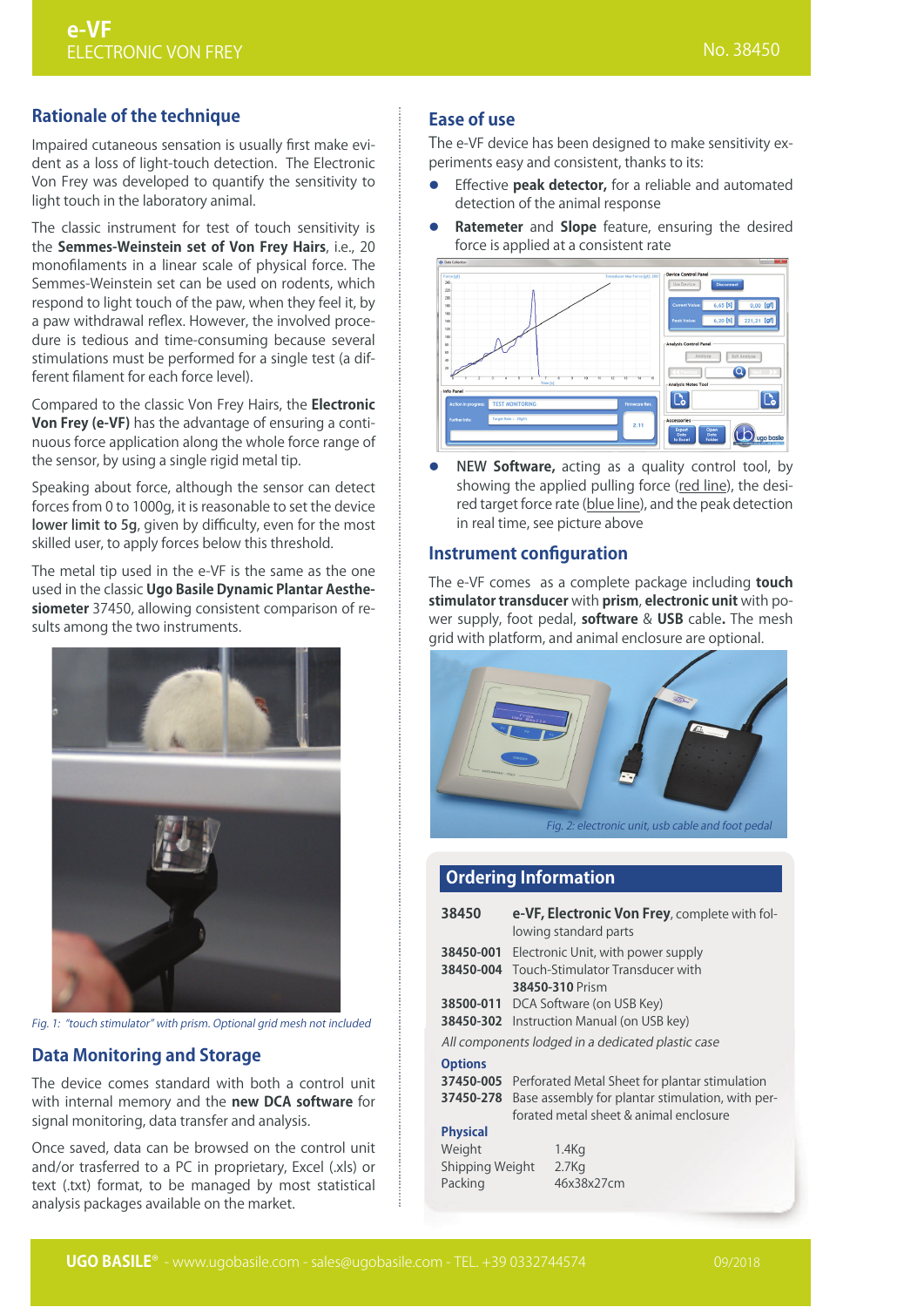## Rationale of the technique

Impaired cutaneous sensation is usually first make evident as a loss of light-touch detection. The Electronic Von Frey was developed to quantify the sensitivity to light touch in the laboratory animal.

The classic instrument for test of touch sensitivity is the **Semmes-Weinstein set of Von Frey Hairs**, i.e., 20 monofilaments in a linear scale of physical force. The Semmes-Weinstein set can be used on rodents, which respond to light touch of the paw, when they feel it, by a paw withdrawal reflex. However, the involved procedure is tedious and time-consuming because several stimulations must be performed for a single test (a different filament for each force level).

Compared to the classic Von Frey Hairs, the **Electronic Von Frey (e-VF)** has the advantage of ensuring a continuous force application along the whole force range of the sensor, by using a single rigid metal tip.

Speaking about force, although the sensor can detect forces from 0 to 1000g, it is reasonable to set the device **lower limit to 5g**, given by difficulty, even for the most skilled user, to apply forces below this threshold.

The metal tip used in the e-VF is the same as the one used in the classic **Ugo Basile Dynamic Plantar Aesthesiometer** 37450, allowing consistent comparison of results among the two instruments.

*Fig. 1: "touch stimulator" with prism. Optional grid mesh not included*

## Data Monitoring and Storage

The device comes standard with both a control unit with internal memory and the **new DCA software** for signal monitoring, data transfer and analysis.

Once saved, data can be browsed on the control unit and/or trasferred to a PC in proprietary, Excel (.xls) or text (.txt) format, to be managed by most statistical analysis packages available on the market.

## Ease of use

The e-VF device has been designed to make sensitivity experiments easy and consistent, thanks to its:

- Effective **peak detector,** for a reliable and automated detection of the animal response
- **Ratemeter** and **Slope** feature, ensuring the desired force is applied at a consistent rate
- NEW **Software,** acting as a quality control tool, by showing the applied pulling force (red line), the desired target force rate (blue line), and the peak detection in real time, see picture above

## Instrument configuration

The e-VF comes as a complete package including **touch stimulator transducer** with **prism**, **electronic unit** with power supply, foot pedal, **software** & **USB** cable**.** The mesh grid with platform, and animal enclosure are optional.

*Fig. 2: electronic unit, usb cable and foot pedal*

## Ordering Information

| | |
|---|---|
| **38450** | **e-VF, Electronic Von Frey**, complete with following standard parts |
| **38450-001** | Electronic Unit, with power supply |
| **38450-004** | Touch-Stimulator Transducer with **38450-310** Prism |
| **38500-011** | DCA Software (on USB Key) |
| **38450-302** | Instruction Manual (on USB key) |

*All components lodged in a dedicated plastic case*

**Options**

| | |
|---|---|
| **37450-005** | Perforated Metal Sheet for plantar stimulation |
| **37450-278** | Base assembly for plantar stimulation, with perforated metal sheet & animal enclosure |

**Physical**

| | |
|---|---|
| Weight | 1.4Kg |
| Shipping Weight | 2.7Kg |
| Packing | 46x38x27cm |